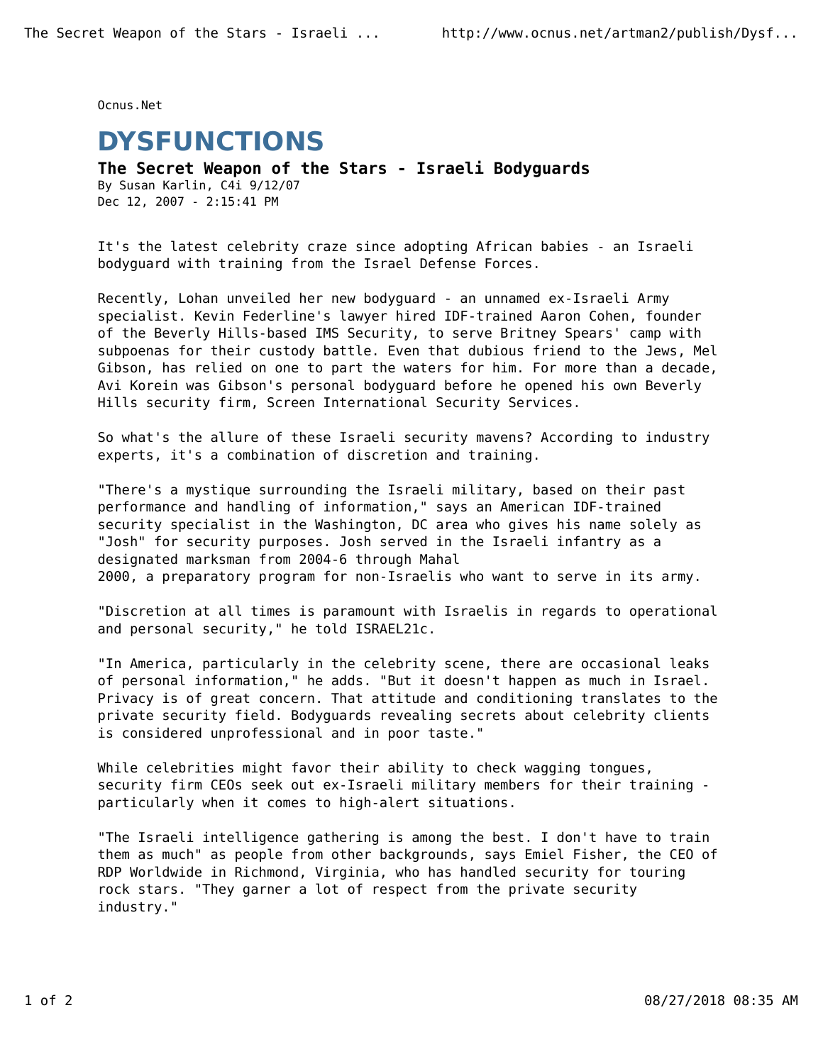Ocnus.Net

# DYSFUNCTIONS

## The Secret Weapon of the Stars - Israeli Bodyguards

By Susan Karlin, C4i 9/12/07
Dec 12, 2007 - 2:15:41 PM

It's the latest celebrity craze since adopting African babies - an Israeli bodyguard with training from the Israel Defense Forces.

Recently, Lohan unveiled her new bodyguard - an unnamed ex-Israeli Army specialist. Kevin Federline's lawyer hired IDF-trained Aaron Cohen, founder of the Beverly Hills-based IMS Security, to serve Britney Spears' camp with subpoenas for their custody battle. Even that dubious friend to the Jews, Mel Gibson, has relied on one to part the waters for him. For more than a decade, Avi Korein was Gibson's personal bodyguard before he opened his own Beverly Hills security firm, Screen International Security Services.

So what's the allure of these Israeli security mavens? According to industry experts, it's a combination of discretion and training.

"There's a mystique surrounding the Israeli military, based on their past performance and handling of information," says an American IDF-trained security specialist in the Washington, DC area who gives his name solely as "Josh" for security purposes. Josh served in the Israeli infantry as a designated marksman from 2004-6 through Mahal 2000, a preparatory program for non-Israelis who want to serve in its army.

"Discretion at all times is paramount with Israelis in regards to operational and personal security," he told ISRAEL21c.

"In America, particularly in the celebrity scene, there are occasional leaks of personal information," he adds. "But it doesn't happen as much in Israel. Privacy is of great concern. That attitude and conditioning translates to the private security field. Bodyguards revealing secrets about celebrity clients is considered unprofessional and in poor taste."

While celebrities might favor their ability to check wagging tongues, security firm CEOs seek out ex-Israeli military members for their training - particularly when it comes to high-alert situations.

"The Israeli intelligence gathering is among the best. I don't have to train them as much" as people from other backgrounds, says Emiel Fisher, the CEO of RDP Worldwide in Richmond, Virginia, who has handled security for touring rock stars. "They garner a lot of respect from the private security industry."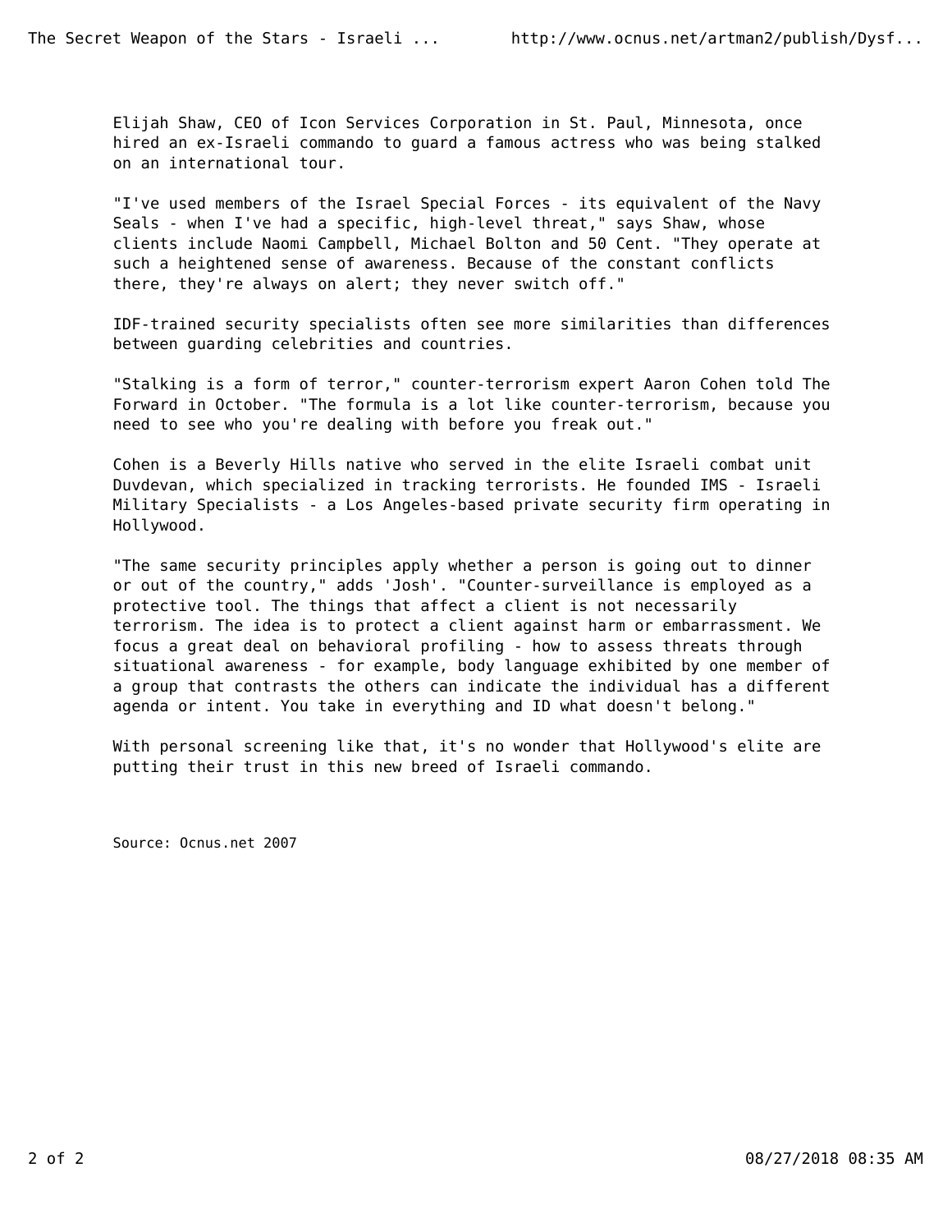Elijah Shaw, CEO of Icon Services Corporation in St. Paul, Minnesota, once hired an ex-Israeli commando to guard a famous actress who was being stalked on an international tour.

"I've used members of the Israel Special Forces - its equivalent of the Navy Seals - when I've had a specific, high-level threat," says Shaw, whose clients include Naomi Campbell, Michael Bolton and 50 Cent. "They operate at such a heightened sense of awareness. Because of the constant conflicts there, they're always on alert; they never switch off."

IDF-trained security specialists often see more similarities than differences between guarding celebrities and countries.

"Stalking is a form of terror," counter-terrorism expert Aaron Cohen told The Forward in October. "The formula is a lot like counter-terrorism, because you need to see who you're dealing with before you freak out."

Cohen is a Beverly Hills native who served in the elite Israeli combat unit Duvdevan, which specialized in tracking terrorists. He founded IMS - Israeli Military Specialists - a Los Angeles-based private security firm operating in Hollywood.

"The same security principles apply whether a person is going out to dinner or out of the country," adds 'Josh'. "Counter-surveillance is employed as a protective tool. The things that affect a client is not necessarily terrorism. The idea is to protect a client against harm or embarrassment. We focus a great deal on behavioral profiling - how to assess threats through situational awareness - for example, body language exhibited by one member of a group that contrasts the others can indicate the individual has a different agenda or intent. You take in everything and ID what doesn't belong."

With personal screening like that, it's no wonder that Hollywood's elite are putting their trust in this new breed of Israeli commando.

Source: Ocnus.net 2007